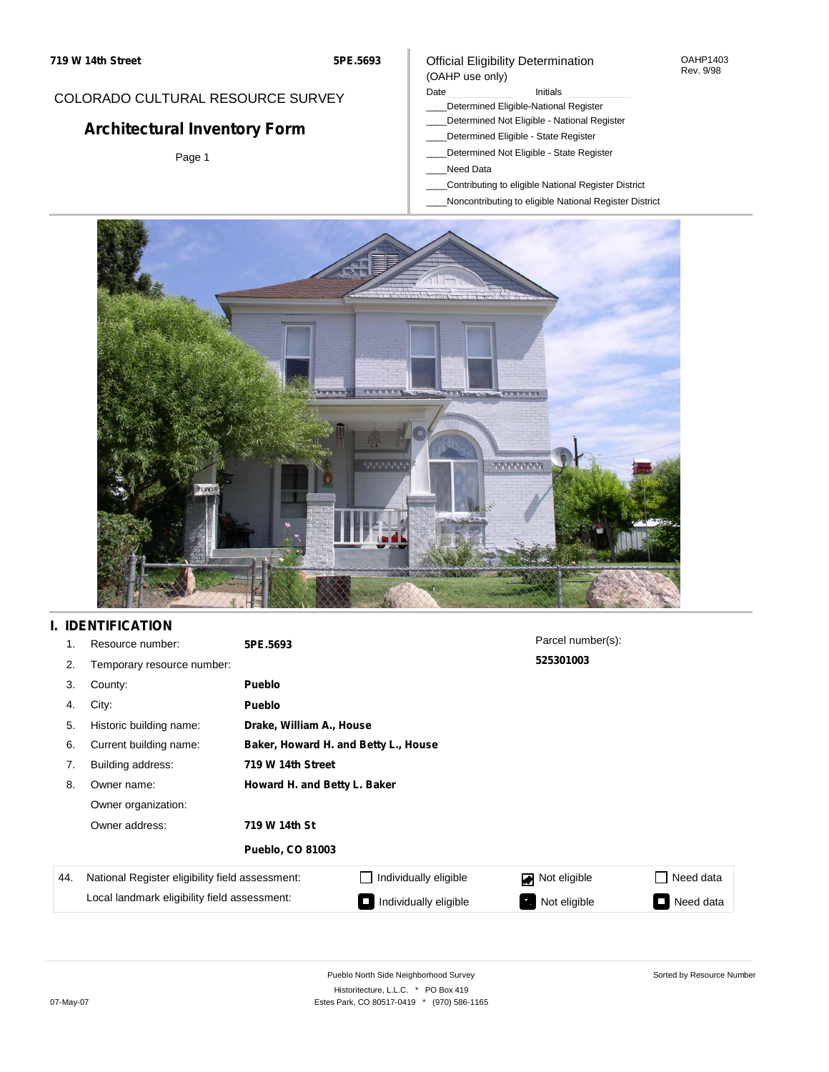719 W 14th Street | 5PE.5693

COLORADO CULTURAL RESOURCE SURVEY

# Architectural Inventory Form

Page 1

Official Eligibility Determination
(OAHP use only)

OAHP1403
Rev. 9/98

Date ______ Initials ______

____Determined Eligible-National Register
____Determined Not Eligible - National Register
____Determined Eligible - State Register
____Determined Not Eligible - State Register
____Need Data
____Contributing to eligible National Register District
____Noncontributing to eligible National Register District

## I. IDENTIFICATION

1. Resource number: **5PE.5693**
2. Temporary resource number:
3. County: **Pueblo**
4. City: **Pueblo**
5. Historic building name: **Drake, William A., House**
6. Current building name: **Baker, Howard H. and Betty L., House**
7. Building address: **719 W 14th Street**
8. Owner name: **Howard H. and Betty L. Baker**
   Owner organization:
   Owner address: **719 W 14th St**
   **Pueblo, CO 81003**

Parcel number(s): **525301003**

| 44. | National Register eligibility field assessment: | ☐ Individually eligible | ☑ Not eligible | ☐ Need data |
|---|---|---|---|---|
| | Local landmark eligibility field assessment: | ■ Individually eligible | ■ Not eligible | ■ Need data |

Pueblo North Side Neighborhood Survey
Historitecture, L.L.C. * PO Box 419
Estes Park, CO 80517-0419 * (970) 586-1165

Sorted by Resource Number

07-May-07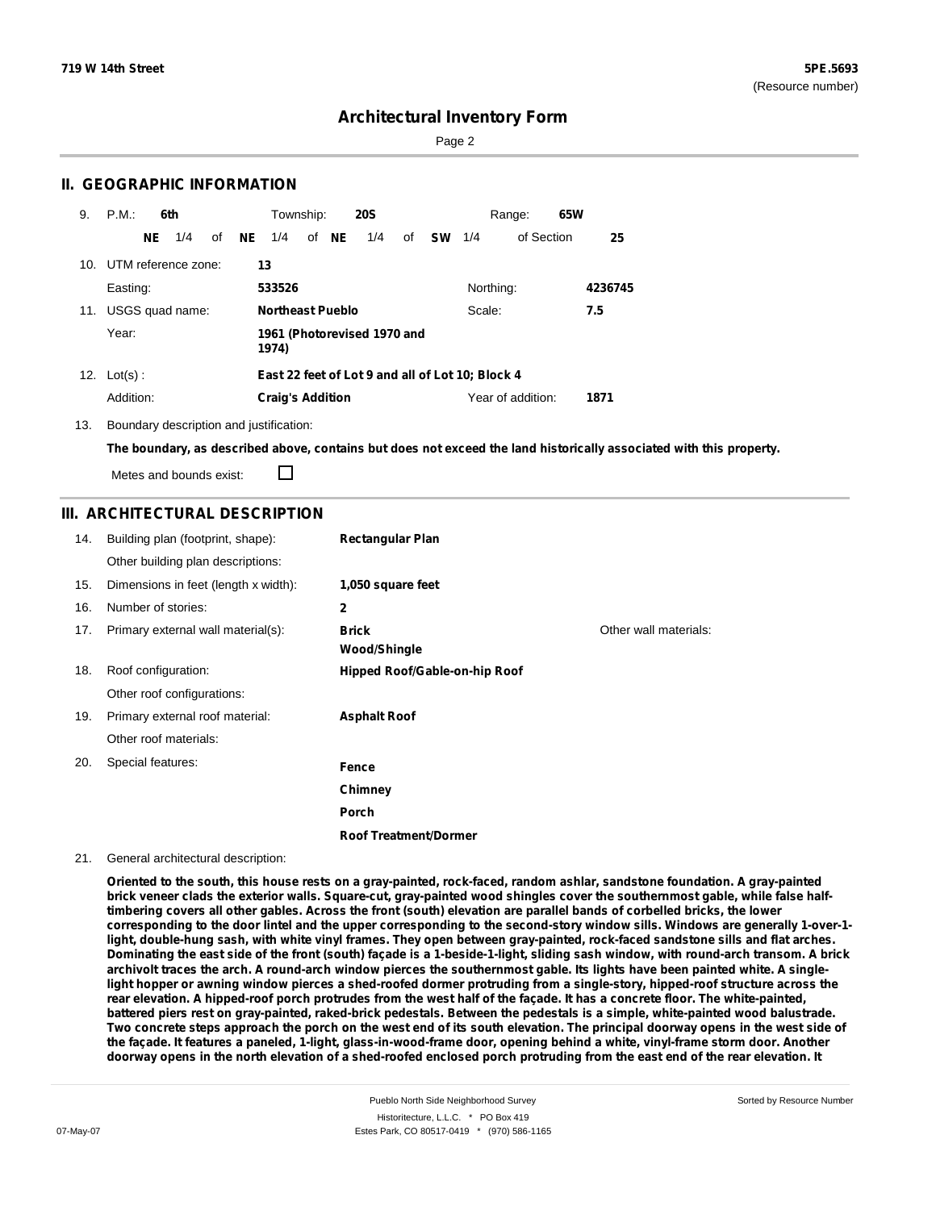# Architectural Inventory Form

## II. GEOGRAPHIC INFORMATION

9. P.M.: **6th** Township: **20S** Range: **65W**

   **NE** 1/4 of **NE** 1/4 of **NE** 1/4 of **SW** 1/4 of Section **25**

10. UTM reference zone: **13**

    Easting: **533526** Northing: **4236745**

11. USGS quad name: **Northeast Pueblo** Scale: **7.5**

    Year: **1961 (Photorevised 1970 and 1974)**

12. Lot(s): **East 22 feet of Lot 9 and all of Lot 10; Block 4**

    Addition: **Craig's Addition** Year of addition: **1871**

13. Boundary description and justification:

    **The boundary, as described above, contains but does not exceed the land historically associated with this property.**

    Metes and bounds exist: ☐

## III. ARCHITECTURAL DESCRIPTION

14. Building plan (footprint, shape): **Rectangular Plan**

    Other building plan descriptions:

15. Dimensions in feet (length x width): **1,050 square feet**

16. Number of stories: **2**

17. Primary external wall material(s): **Brick**, **Wood/Shingle**

    Other wall materials:

18. Roof configuration: **Hipped Roof/Gable-on-hip Roof**

    Other roof configurations:

19. Primary external roof material: **Asphalt Roof**

    Other roof materials:

20. Special features: **Fence**, **Chimney**, **Porch**, **Roof Treatment/Dormer**

21. General architectural description:

    **Oriented to the south, this house rests on a gray-painted, rock-faced, random ashlar, sandstone foundation. A gray-painted brick veneer clads the exterior walls. Square-cut, gray-painted wood shingles cover the southernmost gable, while false half-timbering covers all other gables. Across the front (south) elevation are parallel bands of corbelled bricks, the lower corresponding to the door lintel and the upper corresponding to the second-story window sills. Windows are generally 1-over-1-light, double-hung sash, with white vinyl frames. They open between gray-painted, rock-faced sandstone sills and flat arches. Dominating the east side of the front (south) façade is a 1-beside-1-light, sliding sash window, with round-arch transom. A brick archivolt traces the arch. A round-arch window pierces the southernmost gable. Its lights have been painted white. A single-light hopper or awning window pierces a shed-roofed dormer protruding from a single-story, hipped-roof structure across the rear elevation. A hipped-roof porch protrudes from the west half of the façade. It has a concrete floor. The white-painted, battered piers rest on gray-painted, raked-brick pedestals. Between the pedestals is a simple, white-painted wood balustrade. Two concrete steps approach the porch on the west end of its south elevation. The principal doorway opens in the west side of the façade. It features a paneled, 1-light, glass-in-wood-frame door, opening behind a white, vinyl-frame storm door. Another doorway opens in the north elevation of a shed-roofed enclosed porch protruding from the east end of the rear elevation. It**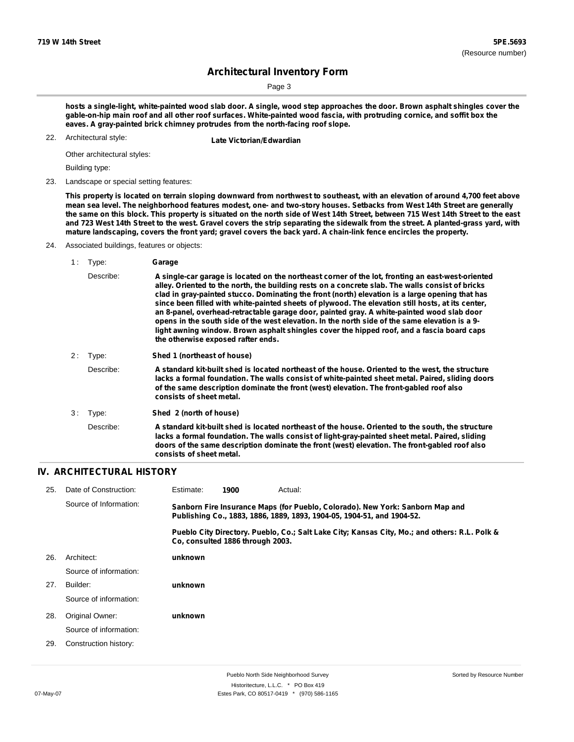hosts a single-light, white-painted wood slab door. A single, wood step approaches the door. Brown asphalt shingles cover the gable-on-hip main roof and all other roof surfaces. White-painted wood fascia, with protruding cornice, and soffit box the eaves. A gray-painted brick chimney protrudes from the north-facing roof slope.

22. Architectural style: **Late Victorian/Edwardian**

Other architectural styles:

Building type:

23. Landscape or special setting features:

**This property is located on terrain sloping downward from northwest to southeast, with an elevation of around 4,700 feet above mean sea level. The neighborhood features modest, one- and two-story houses. Setbacks from West 14th Street are generally the same on this block. This property is situated on the north side of West 14th Street, between 715 West 14th Street to the east and 723 West 14th Street to the west. Gravel covers the strip separating the sidewalk from the street. A planted-grass yard, with mature landscaping, covers the front yard; gravel covers the back yard. A chain-link fence encircles the property.**

24. Associated buildings, features or objects:

1 : Type: **Garage**

Describe: **A single-car garage is located on the northeast corner of the lot, fronting an east-west-oriented alley. Oriented to the north, the building rests on a concrete slab. The walls consist of bricks clad in gray-painted stucco. Dominating the front (north) elevation is a large opening that has since been filled with white-painted sheets of plywood. The elevation still hosts, at its center, an 8-panel, overhead-retractable garage door, painted gray. A white-painted wood slab door opens in the south side of the west elevation. In the north side of the same elevation is a 9-light awning window. Brown asphalt shingles cover the hipped roof, and a fascia board caps the otherwise exposed rafter ends.**

2 : Type: **Shed 1 (northeast of house)**

Describe: **A standard kit-built shed is located northeast of the house. Oriented to the west, the structure lacks a formal foundation. The walls consist of white-painted sheet metal. Paired, sliding doors of the same description dominate the front (west) elevation. The front-gabled roof also consists of sheet metal.**

3 : Type: **Shed 2 (north of house)**

Describe: **A standard kit-built shed is located northeast of the house. Oriented to the south, the structure lacks a formal foundation. The walls consist of light-gray-painted sheet metal. Paired, sliding doors of the same description dominate the front (west) elevation. The front-gabled roof also consists of sheet metal.**

## IV. ARCHITECTURAL HISTORY

25. Date of Construction: Estimate: **1900** Actual:

Source of Information: **Sanborn Fire Insurance Maps (for Pueblo, Colorado). New York: Sanborn Map and Publishing Co., 1883, 1886, 1889, 1893, 1904-05, 1904-51, and 1904-52.**

**Pueblo City Directory. Pueblo, Co.; Salt Lake City; Kansas City, Mo.; and others: R.L. Polk & Co, consulted 1886 through 2003.**

26. Architect: **unknown**

Source of information:

27. Builder: **unknown**

Source of information:

28. Original Owner: **unknown**

Source of information:

29. Construction history: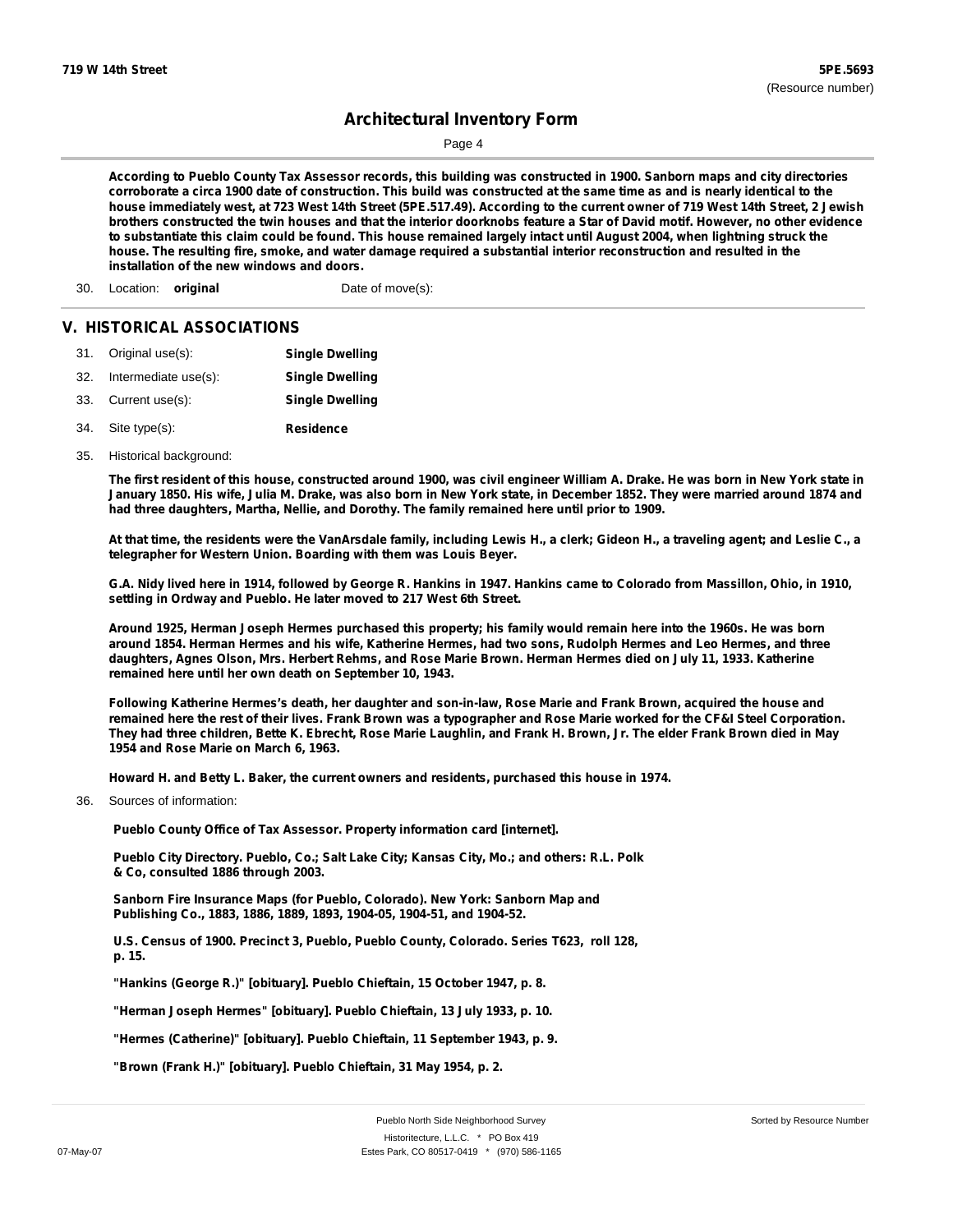According to Pueblo County Tax Assessor records, this building was constructed in 1900. Sanborn maps and city directories corroborate a circa 1900 date of construction. This build was constructed at the same time as and is nearly identical to the house immediately west, at 723 West 14th Street (5PE.517.49). According to the current owner of 719 West 14th Street, 2 Jewish brothers constructed the twin houses and that the interior doorknobs feature a Star of David motif. However, no other evidence to substantiate this claim could be found. This house remained largely intact until August 2004, when lightning struck the house. The resulting fire, smoke, and water damage required a substantial interior reconstruction and resulted in the installation of the new windows and doors.

30. Location: **original** Date of move(s):

## V. HISTORICAL ASSOCIATIONS

31. Original use(s): **Single Dwelling**
32. Intermediate use(s): **Single Dwelling**
33. Current use(s): **Single Dwelling**
34. Site type(s): **Residence**
35. Historical background:

**The first resident of this house, constructed around 1900, was civil engineer William A. Drake. He was born in New York state in January 1850. His wife, Julia M. Drake, was also born in New York state, in December 1852. They were married around 1874 and had three daughters, Martha, Nellie, and Dorothy. The family remained here until prior to 1909.**

**At that time, the residents were the VanArsdale family, including Lewis H., a clerk; Gideon H., a traveling agent; and Leslie C., a telegrapher for Western Union. Boarding with them was Louis Beyer.**

**G.A. Nidy lived here in 1914, followed by George R. Hankins in 1947. Hankins came to Colorado from Massillon, Ohio, in 1910, settling in Ordway and Pueblo. He later moved to 217 West 6th Street.**

**Around 1925, Herman Joseph Hermes purchased this property; his family would remain here into the 1960s. He was born around 1854. Herman Hermes and his wife, Katherine Hermes, had two sons, Rudolph Hermes and Leo Hermes, and three daughters, Agnes Olson, Mrs. Herbert Rehms, and Rose Marie Brown. Herman Hermes died on July 11, 1933. Katherine remained here until her own death on September 10, 1943.**

**Following Katherine Hermes's death, her daughter and son-in-law, Rose Marie and Frank Brown, acquired the house and remained here the rest of their lives. Frank Brown was a typographer and Rose Marie worked for the CF&I Steel Corporation. They had three children, Bette K. Ebrecht, Rose Marie Laughlin, and Frank H. Brown, Jr. The elder Frank Brown died in May 1954 and Rose Marie on March 6, 1963.**

**Howard H. and Betty L. Baker, the current owners and residents, purchased this house in 1974.**

36. Sources of information:

**Pueblo County Office of Tax Assessor. Property information card [internet].**

**Pueblo City Directory. Pueblo, Co.; Salt Lake City; Kansas City, Mo.; and others: R.L. Polk & Co, consulted 1886 through 2003.**

**Sanborn Fire Insurance Maps (for Pueblo, Colorado). New York: Sanborn Map and Publishing Co., 1883, 1886, 1889, 1893, 1904-05, 1904-51, and 1904-52.**

**U.S. Census of 1900. Precinct 3, Pueblo, Pueblo County, Colorado. Series T623, roll 128, p. 15.**

**"Hankins (George R.)" [obituary]. Pueblo Chieftain, 15 October 1947, p. 8.**

**"Herman Joseph Hermes" [obituary]. Pueblo Chieftain, 13 July 1933, p. 10.**

**"Hermes (Catherine)" [obituary]. Pueblo Chieftain, 11 September 1943, p. 9.**

**"Brown (Frank H.)" [obituary]. Pueblo Chieftain, 31 May 1954, p. 2.**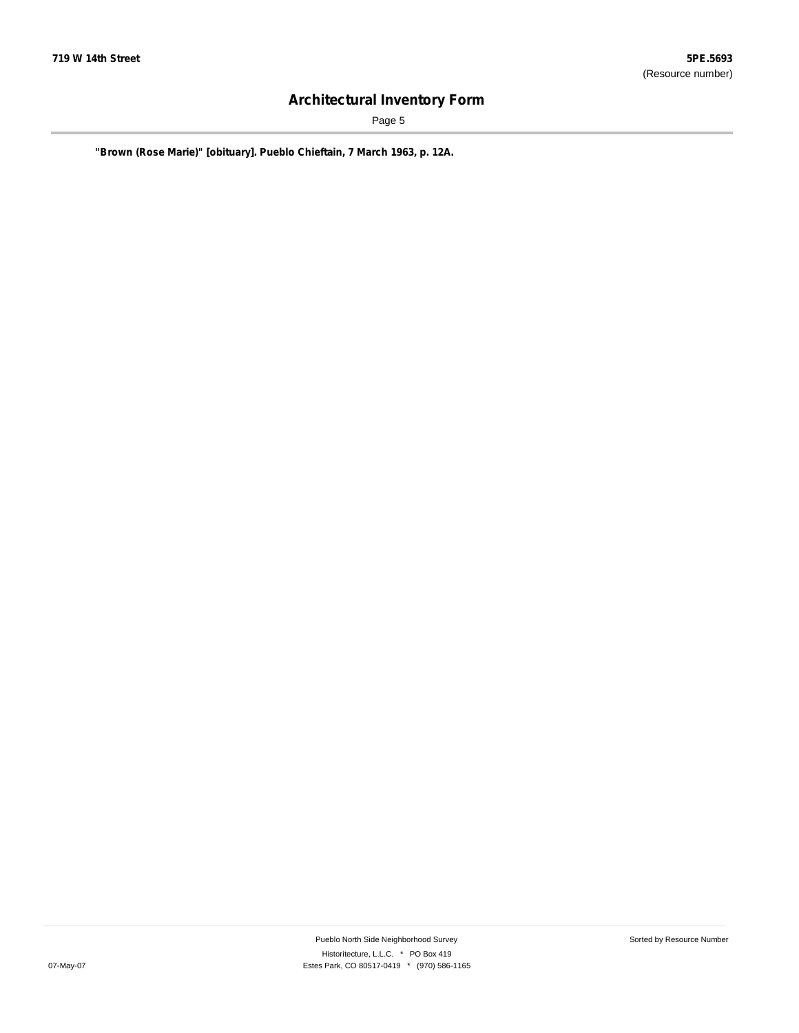"Brown (Rose Marie)" [obituary]. Pueblo Chieftain, 7 March 1963, p. 12A.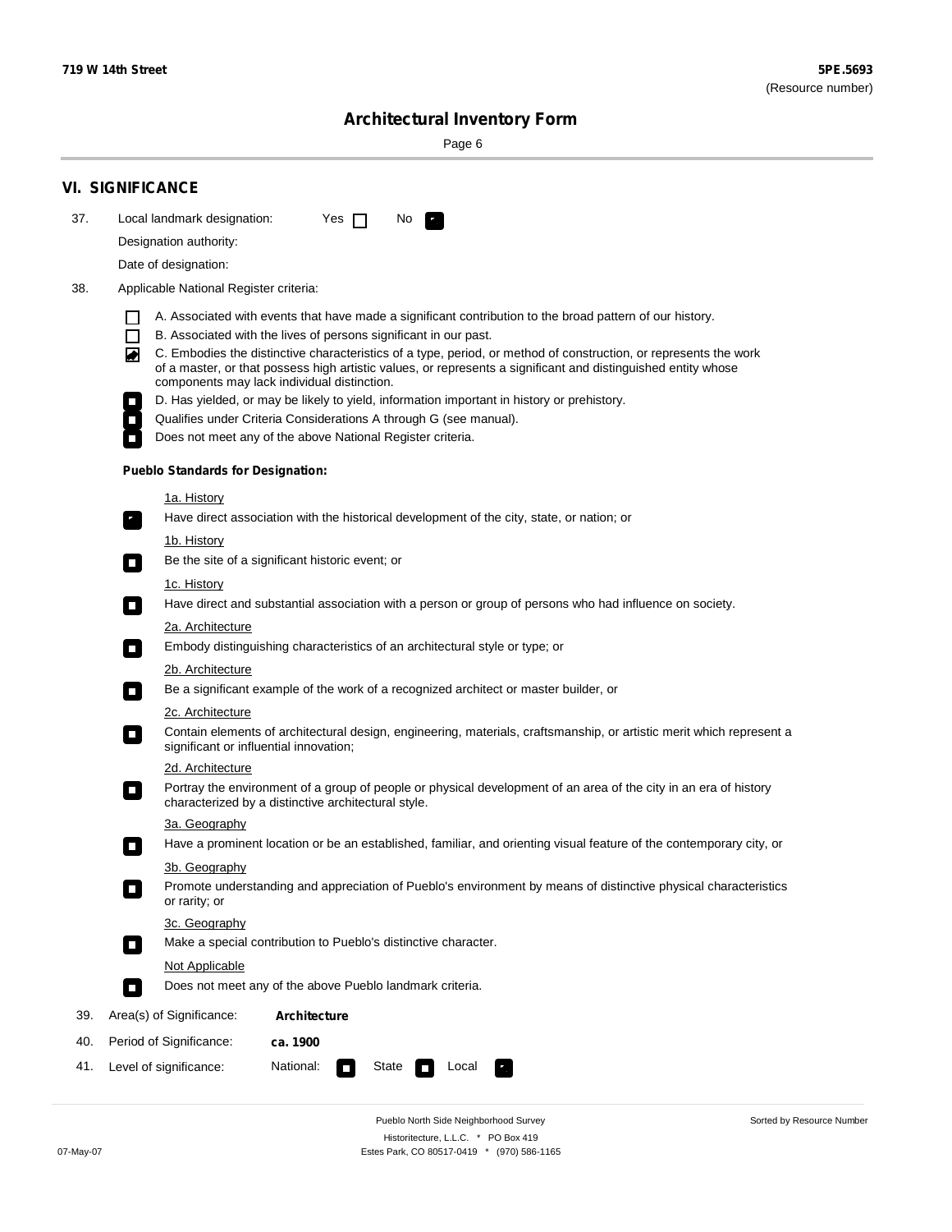**719 W 14th Street**

**5PE.5693**
(Resource number)

## Architectural Inventory Form

## VI. SIGNIFICANCE

37. Local landmark designation: Yes ☐ No ☒

Designation authority:

Date of designation:

38. Applicable National Register criteria:

☐ A. Associated with events that have made a significant contribution to the broad pattern of our history.
☐ B. Associated with the lives of persons significant in our past.
☒ C. Embodies the distinctive characteristics of a type, period, or method of construction, or represents the work of a master, or that possess high artistic values, or represents a significant and distinguished entity whose components may lack individual distinction.
☐ D. Has yielded, or may be likely to yield, information important in history or prehistory.
☐ Qualifies under Criteria Considerations A through G (see manual).
☐ Does not meet any of the above National Register criteria.

**Pueblo Standards for Designation:**

1a. History
☒ Have direct association with the historical development of the city, state, or nation; or

1b. History
☐ Be the site of a significant historic event; or

1c. History
☐ Have direct and substantial association with a person or group of persons who had influence on society.

2a. Architecture
☐ Embody distinguishing characteristics of an architectural style or type; or

2b. Architecture
☐ Be a significant example of the work of a recognized architect or master builder, or

2c. Architecture
☐ Contain elements of architectural design, engineering, materials, craftsmanship, or artistic merit which represent a significant or influential innovation;

2d. Architecture
☐ Portray the environment of a group of people or physical development of an area of the city in an era of history characterized by a distinctive architectural style.

3a. Geography
☐ Have a prominent location or be an established, familiar, and orienting visual feature of the contemporary city, or

3b. Geography
☐ Promote understanding and appreciation of Pueblo's environment by means of distinctive physical characteristics or rarity; or

3c. Geography
☐ Make a special contribution to Pueblo's distinctive character.

Not Applicable
☐ Does not meet any of the above Pueblo landmark criteria.

39. Area(s) of Significance: **Architecture**

40. Period of Significance: **ca. 1900**

41. Level of significance: National: ☐ State ☐ Local ☒

Pueblo North Side Neighborhood Survey
Historitecture, L.L.C. * PO Box 419
Estes Park, CO 80517-0419 * (970) 586-1165

07-May-07

Sorted by Resource Number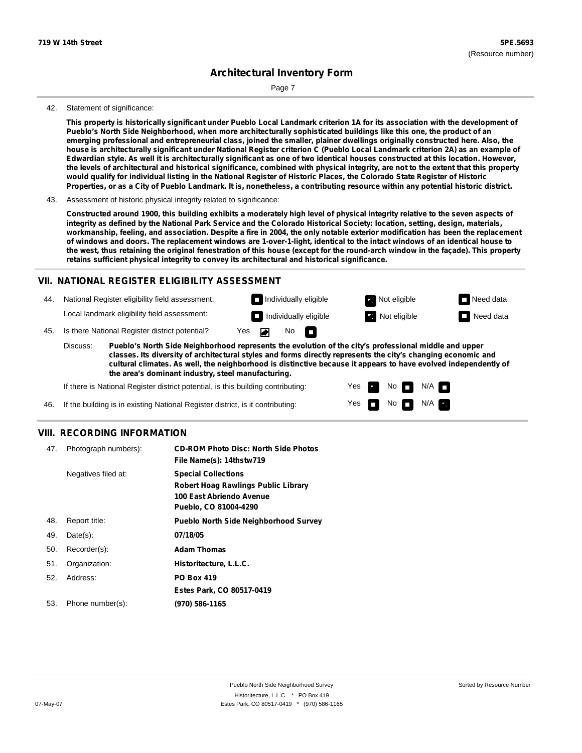**719 W 14th Street** **5PE.5693**
(Resource number)

# Architectural Inventory Form

42. Statement of significance:

**This property is historically significant under Pueblo Local Landmark criterion 1A for its association with the development of Pueblo's North Side Neighborhood, when more architecturally sophisticated buildings like this one, the product of an emerging professional and entrepreneurial class, joined the smaller, plainer dwellings originally constructed here. Also, the house is architecturally significant under National Register criterion C (Pueblo Local Landmark criterion 2A) as an example of Edwardian style. As well it is architecturally significant as one of two identical houses constructed at this location. However, the levels of architectural and historical significance, combined with physical integrity, are not to the extent that this property would qualify for individual listing in the National Register of Historic Places, the Colorado State Register of Historic Properties, or as a City of Pueblo Landmark. It is, nonetheless, a contributing resource within any potential historic district.**

43. Assessment of historic physical integrity related to significance:

**Constructed around 1900, this building exhibits a moderately high level of physical integrity relative to the seven aspects of integrity as defined by the National Park Service and the Colorado Historical Society: location, setting, design, materials, workmanship, feeling, and association. Despite a fire in 2004, the only notable exterior modification has been the replacement of windows and doors. The replacement windows are 1-over-1-light, identical to the intact windows of an identical house to the west, thus retaining the original fenestration of this house (except for the round-arch window in the façade). This property retains sufficient physical integrity to convey its architectural and historical significance.**

## VII. NATIONAL REGISTER ELIGIBILITY ASSESSMENT

44. National Register eligibility field assessment: ☐ Individually eligible ☑ Not eligible ☐ Need data
    Local landmark eligibility field assessment: ☐ Individually eligible ☑ Not eligible ☐ Need data

45. Is there National Register district potential? Yes ☑ No ☐

    Discuss: **Pueblo's North Side Neighborhood represents the evolution of the city's professional middle and upper classes. Its diversity of architectural styles and forms directly represents the city's changing economic and cultural climates. As well, the neighborhood is distinctive because it appears to have evolved independently of the area's dominant industry, steel manufacturing.**

    If there is National Register district potential, is this building contributing: Yes ☑ No ☐ N/A ☐

46. If the building is in existing National Register district, is it contributing: Yes ☐ No ☐ N/A ☑

## VIII. RECORDING INFORMATION

| | | |
|---|---|---|
| 47. | Photograph numbers): | **CD-ROM Photo Disc: North Side Photos**<br>**File Name(s): 14thstw719** |
| | Negatives filed at: | **Special Collections**<br>**Robert Hoag Rawlings Public Library**<br>**100 East Abriendo Avenue**<br>**Pueblo, CO 81004-4290** |
| 48. | Report title: | **Pueblo North Side Neighborhood Survey** |
| 49. | Date(s): | **07/18/05** |
| 50. | Recorder(s): | **Adam Thomas** |
| 51. | Organization: | **Historitecture, L.L.C.** |
| 52. | Address: | **PO Box 419**<br>**Estes Park, CO 80517-0419** |
| 53. | Phone number(s): | **(970) 586-1165** |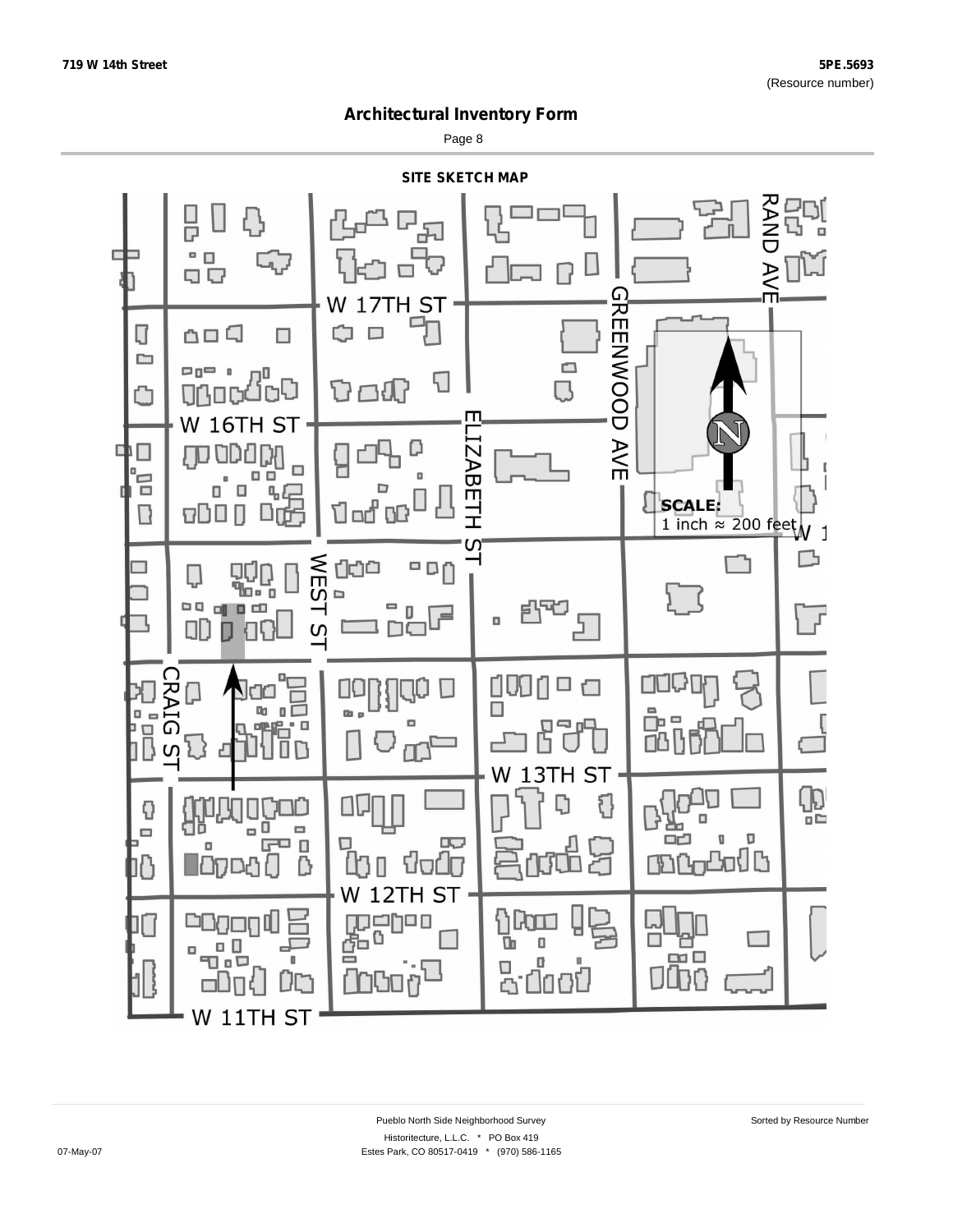# Architectural Inventory Form

## SITE SKETCH MAP

W 17TH ST

W 16TH ST

W 13TH ST

W 12TH ST

W 11TH ST

RAND AVE

GREENWOOD AVE

ELIZABETH ST

WEST ST

CRAIG ST

SCALE:
1 inch ≈ 200 feet

W 1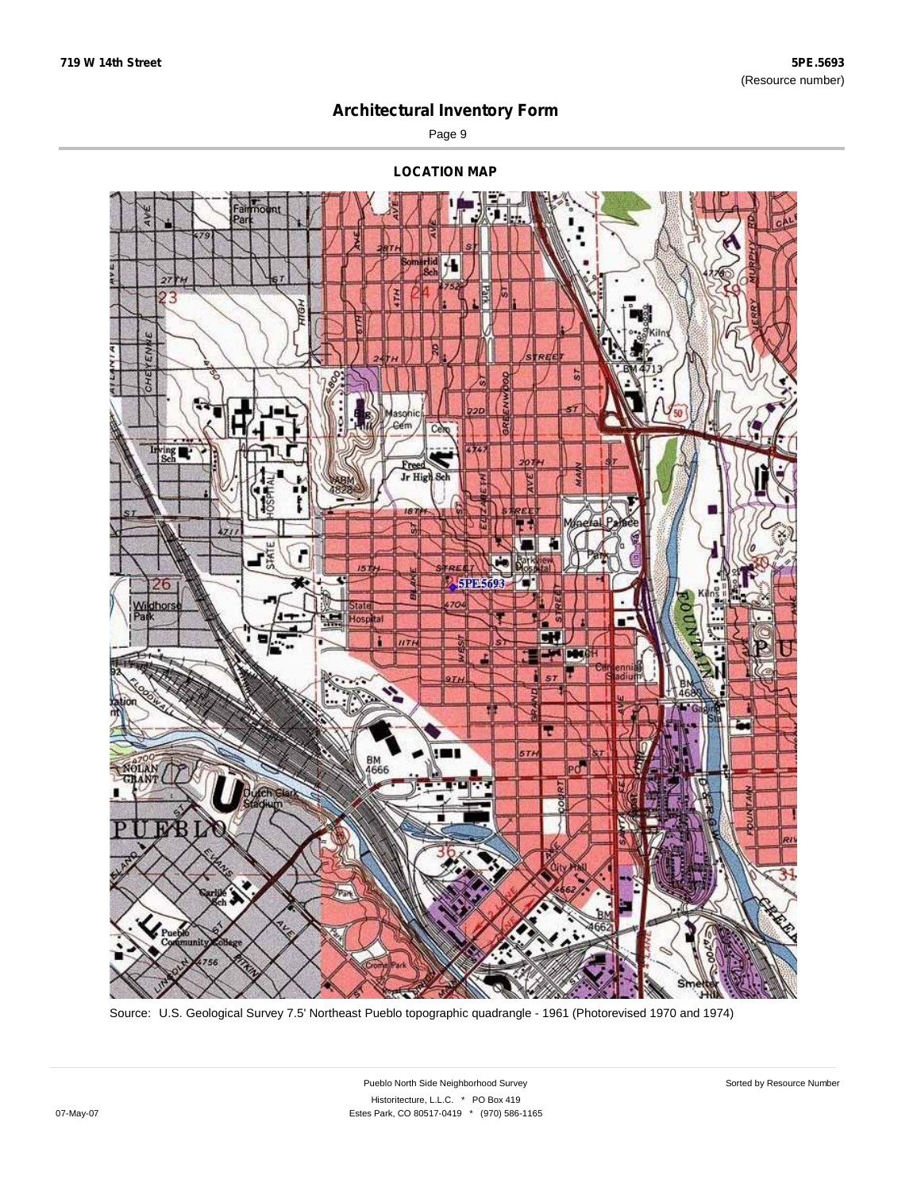## LOCATION MAP

Source: U.S. Geological Survey 7.5' Northeast Pueblo topographic quadrangle - 1961 (Photorevised 1970 and 1974)